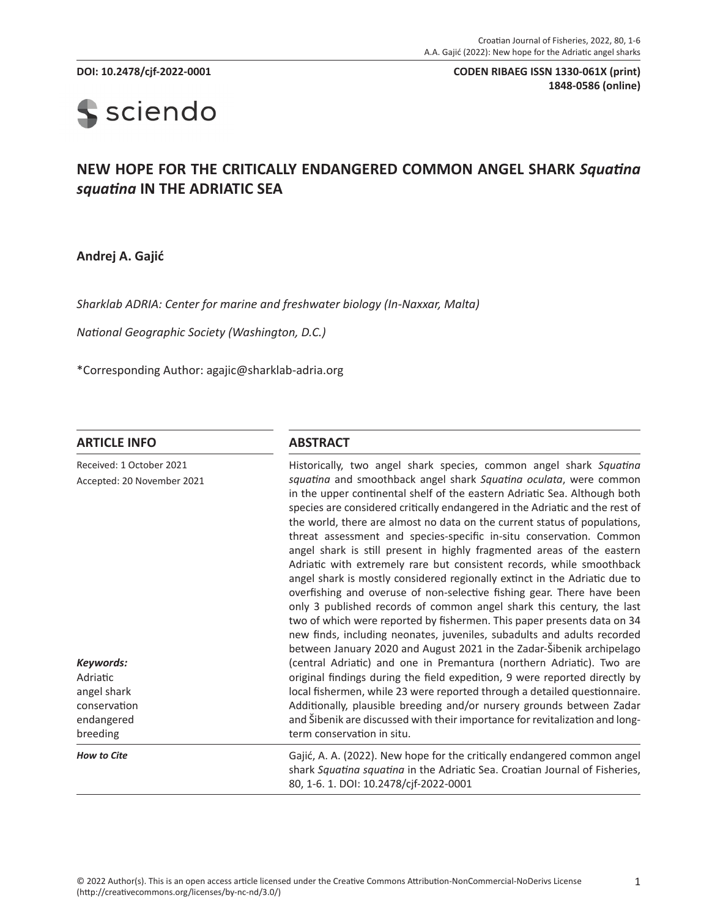**DOI: 10.2478/cjf-2022-0001**

**CODEN RIBAEG ISSN 1330-061X (print) 1848-0586 (online)**

# NEW HOPE FOR THE CRITICALLY ENDANGERED COMMON ANGEL SHARK *Squatina squatina* IN THE ADRIATIC SEA

**Andrej A. Gajić**

*Sharklab ADRIA: Center for marine and freshwater biology (In-Naxxar, Malta)*

*National Geographic Society (Washington, D.C.)*

*Corresponding Author: agajic@sharklab-adria.org

## ARTICLE INFO

Received: 1 October 2021
Accepted: 20 November 2021

***Keywords:***
Adriatic
angel shark
conservation
endangered
breeding

## ABSTRACT

Historically, two angel shark species, common angel shark *Squatina squatina* and smoothback angel shark *Squatina oculata*, were common in the upper continental shelf of the eastern Adriatic Sea. Although both species are considered critically endangered in the Adriatic and the rest of the world, there are almost no data on the current status of populations, threat assessment and species-specific in-situ conservation. Common angel shark is still present in highly fragmented areas of the eastern Adriatic with extremely rare but consistent records, while smoothback angel shark is mostly considered regionally extinct in the Adriatic due to overfishing and overuse of non-selective fishing gear. There have been only 3 published records of common angel shark this century, the last two of which were reported by fishermen. This paper presents data on 34 new finds, including neonates, juveniles, subadults and adults recorded between January 2020 and August 2021 in the Zadar-Šibenik archipelago (central Adriatic) and one in Premantura (northern Adriatic). Two are original findings during the field expedition, 9 were reported directly by local fishermen, while 23 were reported through a detailed questionnaire. Additionally, plausible breeding and/or nursery grounds between Zadar and Šibenik are discussed with their importance for revitalization and long-term conservation in situ.

***How to Cite***

Gajić, A. A. (2022). New hope for the critically endangered common angel shark *Squatina squatina* in the Adriatic Sea. Croatian Journal of Fisheries, 80, 1-6. 1. DOI: 10.2478/cjf-2022-0001

© 2022 Author(s). This is an open access article licensed under the Creative Commons Attribution-NonCommercial-NoDerivs License (http://creativecommons.org/licenses/by-nc-nd/3.0/)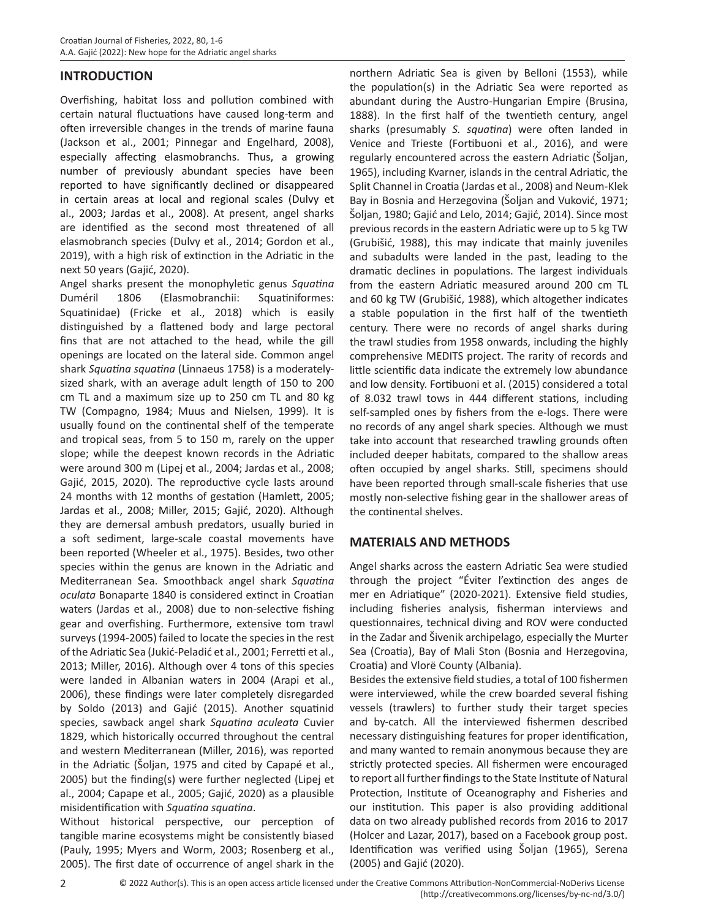## INTRODUCTION

Overfishing, habitat loss and pollution combined with certain natural fluctuations have caused long-term and often irreversible changes in the trends of marine fauna (Jackson et al., 2001; Pinnegar and Engelhard, 2008), especially affecting elasmobranchs. Thus, a growing number of previously abundant species have been reported to have significantly declined or disappeared in certain areas at local and regional scales (Dulvy et al., 2003; Jardas et al., 2008). At present, angel sharks are identified as the second most threatened of all elasmobranch species (Dulvy et al., 2014; Gordon et al., 2019), with a high risk of extinction in the Adriatic in the next 50 years (Gajić, 2020).

Angel sharks present the monophyletic genus *Squatina* Duméril 1806 (Elasmobranchii: Squatiniformes: Squatinidae) (Fricke et al., 2018) which is easily distinguished by a flattened body and large pectoral fins that are not attached to the head, while the gill openings are located on the lateral side. Common angel shark *Squatina squatina* (Linnaeus 1758) is a moderately-sized shark, with an average adult length of 150 to 200 cm TL and a maximum size up to 250 cm TL and 80 kg TW (Compagno, 1984; Muus and Nielsen, 1999). It is usually found on the continental shelf of the temperate and tropical seas, from 5 to 150 m, rarely on the upper slope; while the deepest known records in the Adriatic were around 300 m (Lipej et al., 2004; Jardas et al., 2008; Gajić, 2015, 2020). The reproductive cycle lasts around 24 months with 12 months of gestation (Hamlett, 2005; Jardas et al., 2008; Miller, 2015; Gajić, 2020). Although they are demersal ambush predators, usually buried in a soft sediment, large-scale coastal movements have been reported (Wheeler et al., 1975). Besides, two other species within the genus are known in the Adriatic and Mediterranean Sea. Smoothback angel shark *Squatina oculata* Bonaparte 1840 is considered extinct in Croatian waters (Jardas et al., 2008) due to non-selective fishing gear and overfishing. Furthermore, extensive tom trawl surveys (1994-2005) failed to locate the species in the rest of the Adriatic Sea (Jukić-Peladić et al., 2001; Ferretti et al., 2013; Miller, 2016). Although over 4 tons of this species were landed in Albanian waters in 2004 (Arapi et al., 2006), these findings were later completely disregarded by Soldo (2013) and Gajić (2015). Another squatinid species, sawback angel shark *Squatina aculeata* Cuvier 1829, which historically occurred throughout the central and western Mediterranean (Miller, 2016), was reported in the Adriatic (Šoljan, 1975 and cited by Capapé et al., 2005) but the finding(s) were further neglected (Lipej et al., 2004; Capape et al., 2005; Gajić, 2020) as a plausible misidentification with *Squatina squatina*.

Without historical perspective, our perception of tangible marine ecosystems might be consistently biased (Pauly, 1995; Myers and Worm, 2003; Rosenberg et al., 2005). The first date of occurrence of angel shark in the northern Adriatic Sea is given by Belloni (1553), while the population(s) in the Adriatic Sea were reported as abundant during the Austro-Hungarian Empire (Brusina, 1888). In the first half of the twentieth century, angel sharks (presumably *S. squatina*) were often landed in Venice and Trieste (Fortibuoni et al., 2016), and were regularly encountered across the eastern Adriatic (Šoljan, 1965), including Kvarner, islands in the central Adriatic, the Split Channel in Croatia (Jardas et al., 2008) and Neum-Klek Bay in Bosnia and Herzegovina (Šoljan and Vuković, 1971; Šoljan, 1980; Gajić and Lelo, 2014; Gajić, 2014). Since most previous records in the eastern Adriatic were up to 5 kg TW (Grubišić, 1988), this may indicate that mainly juveniles and subadults were landed in the past, leading to the dramatic declines in populations. The largest individuals from the eastern Adriatic measured around 200 cm TL and 60 kg TW (Grubišić, 1988), which altogether indicates a stable population in the first half of the twentieth century. There were no records of angel sharks during the trawl studies from 1958 onwards, including the highly comprehensive MEDITS project. The rarity of records and little scientific data indicate the extremely low abundance and low density. Fortibuoni et al. (2015) considered a total of 8.032 trawl tows in 444 different stations, including self-sampled ones by fishers from the e-logs. There were no records of any angel shark species. Although we must take into account that researched trawling grounds often included deeper habitats, compared to the shallow areas often occupied by angel sharks. Still, specimens should have been reported through small-scale fisheries that use mostly non-selective fishing gear in the shallower areas of the continental shelves.

## MATERIALS AND METHODS

Angel sharks across the eastern Adriatic Sea were studied through the project "Éviter l'extinction des anges de mer en Adriatique" (2020-2021). Extensive field studies, including fisheries analysis, fisherman interviews and questionnaires, technical diving and ROV were conducted in the Zadar and Šivenik archipelago, especially the Murter Sea (Croatia), Bay of Mali Ston (Bosnia and Herzegovina, Croatia) and Vlorë County (Albania).

Besides the extensive field studies, a total of 100 fishermen were interviewed, while the crew boarded several fishing vessels (trawlers) to further study their target species and by-catch. All the interviewed fishermen described necessary distinguishing features for proper identification, and many wanted to remain anonymous because they are strictly protected species. All fishermen were encouraged to report all further findings to the State Institute of Natural Protection, Institute of Oceanography and Fisheries and our institution. This paper is also providing additional data on two already published records from 2016 to 2017 (Holcer and Lazar, 2017), based on a Facebook group post. Identification was verified using Šoljan (1965), Serena (2005) and Gajić (2020).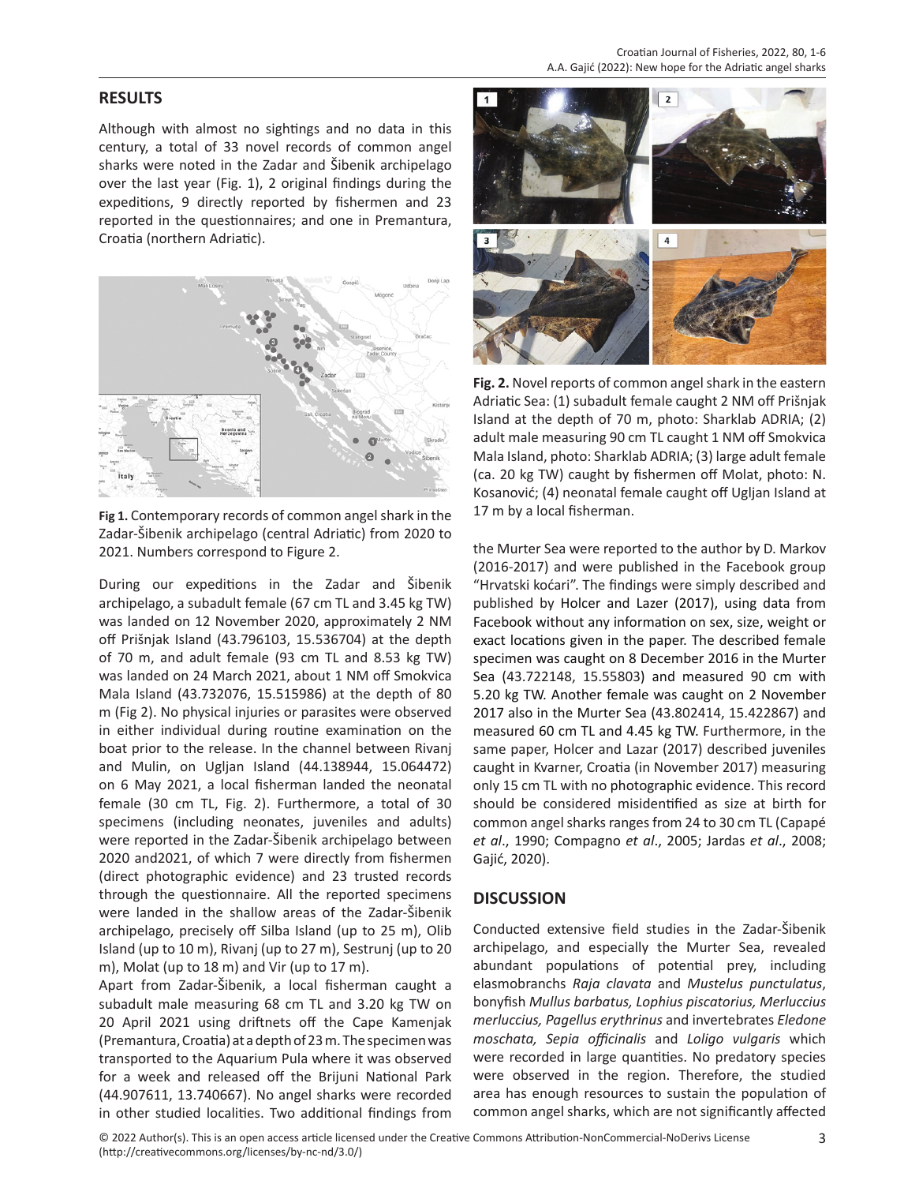## RESULTS

Although with almost no sightings and no data in this century, a total of 33 novel records of common angel sharks were noted in the Zadar and Šibenik archipelago over the last year (Fig. 1), 2 original findings during the expeditions, 9 directly reported by fishermen and 23 reported in the questionnaires; and one in Premantura, Croatia (northern Adriatic).

**Fig 1.** Contemporary records of common angel shark in the Zadar-Šibenik archipelago (central Adriatic) from 2020 to 2021. Numbers correspond to Figure 2.

During our expeditions in the Zadar and Šibenik archipelago, a subadult female (67 cm TL and 3.45 kg TW) was landed on 12 November 2020, approximately 2 NM off Prišnjak Island (43.796103, 15.536704) at the depth of 70 m, and adult female (93 cm TL and 8.53 kg TW) was landed on 24 March 2021, about 1 NM off Smokvica Mala Island (43.732076, 15.515986) at the depth of 80 m (Fig 2). No physical injuries or parasites were observed in either individual during routine examination on the boat prior to the release. In the channel between Rivanj and Mulin, on Ugljan Island (44.138944, 15.064472) on 6 May 2021, a local fisherman landed the neonatal female (30 cm TL, Fig. 2). Furthermore, a total of 30 specimens (including neonates, juveniles and adults) were reported in the Zadar-Šibenik archipelago between 2020 and2021, of which 7 were directly from fishermen (direct photographic evidence) and 23 trusted records through the questionnaire. All the reported specimens were landed in the shallow areas of the Zadar-Šibenik archipelago, precisely off Silba Island (up to 25 m), Olib Island (up to 10 m), Rivanj (up to 27 m), Sestrunj (up to 20 m), Molat (up to 18 m) and Vir (up to 17 m).

Apart from Zadar-Šibenik, a local fisherman caught a subadult male measuring 68 cm TL and 3.20 kg TW on 20 April 2021 using driftnets off the Cape Kamenjak (Premantura, Croatia) at a depth of 23 m. The specimen was transported to the Aquarium Pula where it was observed for a week and released off the Brijuni National Park (44.907611, 13.740667). No angel sharks were recorded in other studied localities. Two additional findings from

**Fig. 2.** Novel reports of common angel shark in the eastern Adriatic Sea: (1) subadult female caught 2 NM off Prišnjak Island at the depth of 70 m, photo: Sharklab ADRIA; (2) adult male measuring 90 cm TL caught 1 NM off Smokvica Mala Island, photo: Sharklab ADRIA; (3) large adult female (ca. 20 kg TW) caught by fishermen off Molat, photo: N. Kosanović; (4) neonatal female caught off Ugljan Island at 17 m by a local fisherman.

the Murter Sea were reported to the author by D. Markov (2016-2017) and were published in the Facebook group "Hrvatski koćari". The findings were simply described and published by Holcer and Lazer (2017), using data from Facebook without any information on sex, size, weight or exact locations given in the paper. The described female specimen was caught on 8 December 2016 in the Murter Sea (43.722148, 15.55803) and measured 90 cm with 5.20 kg TW. Another female was caught on 2 November 2017 also in the Murter Sea (43.802414, 15.422867) and measured 60 cm TL and 4.45 kg TW. Furthermore, in the same paper, Holcer and Lazar (2017) described juveniles caught in Kvarner, Croatia (in November 2017) measuring only 15 cm TL with no photographic evidence. This record should be considered misidentified as size at birth for common angel sharks ranges from 24 to 30 cm TL (Capapé *et al*., 1990; Compagno *et al*., 2005; Jardas *et al*., 2008; Gajić, 2020).

## DISCUSSION

Conducted extensive field studies in the Zadar-Šibenik archipelago, and especially the Murter Sea, revealed abundant populations of potential prey, including elasmobranchs *Raja clavata* and *Mustelus punctulatus*, bonyfish *Mullus barbatus, Lophius piscatorius, Merluccius merluccius, Pagellus erythrinus* and invertebrates *Eledone moschata, Sepia officinalis* and *Loligo vulgaris* which were recorded in large quantities. No predatory species were observed in the region. Therefore, the studied area has enough resources to sustain the population of common angel sharks, which are not significantly affected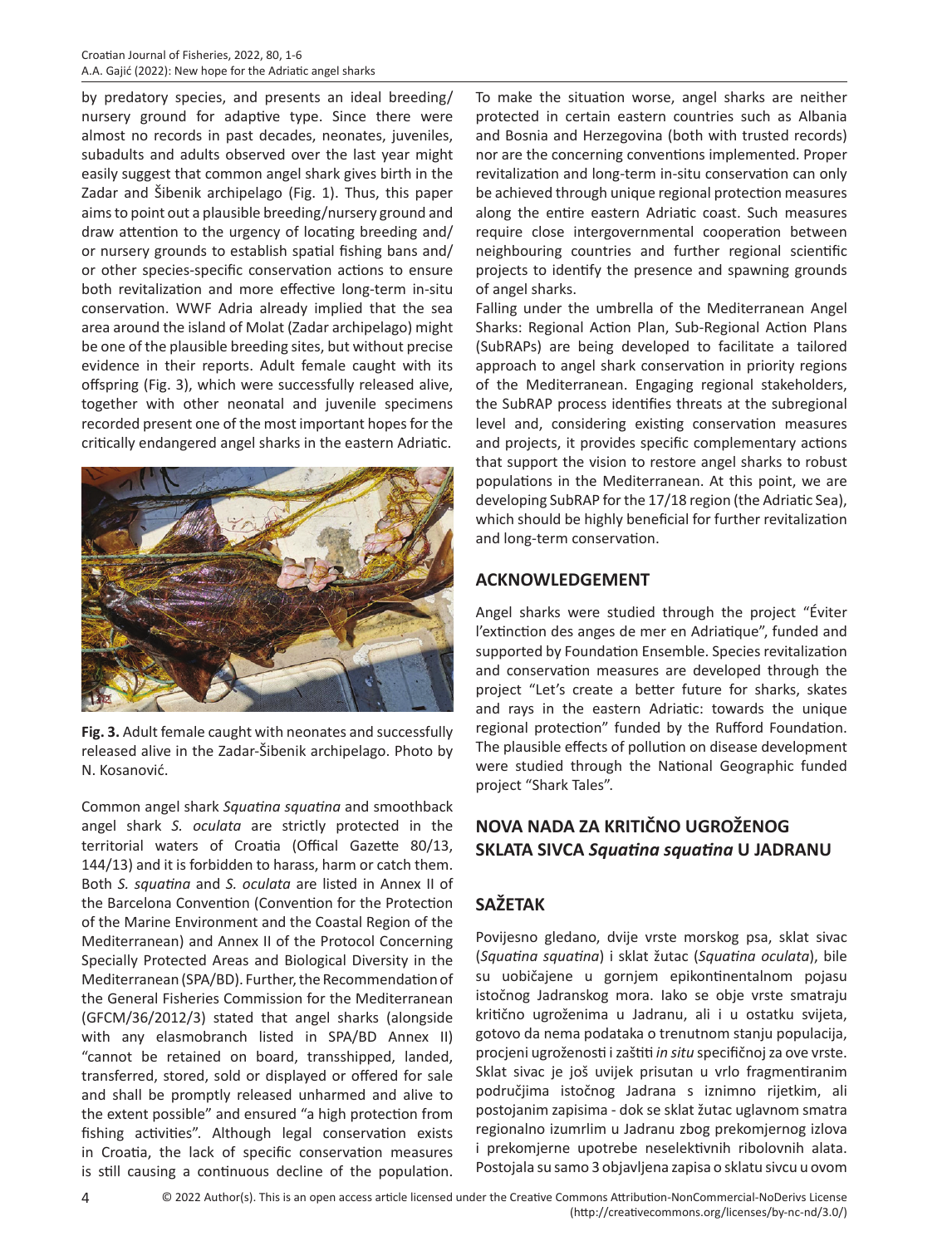by predatory species, and presents an ideal breeding/nursery ground for adaptive type. Since there were almost no records in past decades, neonates, juveniles, subadults and adults observed over the last year might easily suggest that common angel shark gives birth in the Zadar and Šibenik archipelago (Fig. 1). Thus, this paper aims to point out a plausible breeding/nursery ground and draw attention to the urgency of locating breeding and/or nursery grounds to establish spatial fishing bans and/or other species-specific conservation actions to ensure both revitalization and more effective long-term in-situ conservation. WWF Adria already implied that the sea area around the island of Molat (Zadar archipelago) might be one of the plausible breeding sites, but without precise evidence in their reports. Adult female caught with its offspring (Fig. 3), which were successfully released alive, together with other neonatal and juvenile specimens recorded present one of the most important hopes for the critically endangered angel sharks in the eastern Adriatic.

**Fig. 3.** Adult female caught with neonates and successfully released alive in the Zadar-Šibenik archipelago. Photo by N. Kosanović.

Common angel shark *Squatina squatina* and smoothback angel shark *S. oculata* are strictly protected in the territorial waters of Croatia (Offical Gazette 80/13, 144/13) and it is forbidden to harass, harm or catch them. Both *S. squatina* and *S. oculata* are listed in Annex II of the Barcelona Convention (Convention for the Protection of the Marine Environment and the Coastal Region of the Mediterranean) and Annex II of the Protocol Concerning Specially Protected Areas and Biological Diversity in the Mediterranean (SPA/BD). Further, the Recommendation of the General Fisheries Commission for the Mediterranean (GFCM/36/2012/3) stated that angel sharks (alongside with any elasmobranch listed in SPA/BD Annex II) "cannot be retained on board, transshipped, landed, transferred, stored, sold or displayed or offered for sale and shall be promptly released unharmed and alive to the extent possible" and ensured "a high protection from fishing activities". Although legal conservation exists in Croatia, the lack of specific conservation measures is still causing a continuous decline of the population. To make the situation worse, angel sharks are neither protected in certain eastern countries such as Albania and Bosnia and Herzegovina (both with trusted records) nor are the concerning conventions implemented. Proper revitalization and long-term in-situ conservation can only be achieved through unique regional protection measures along the entire eastern Adriatic coast. Such measures require close intergovernmental cooperation between neighbouring countries and further regional scientific projects to identify the presence and spawning grounds of angel sharks.

Falling under the umbrella of the Mediterranean Angel Sharks: Regional Action Plan, Sub-Regional Action Plans (SubRAPs) are being developed to facilitate a tailored approach to angel shark conservation in priority regions of the Mediterranean. Engaging regional stakeholders, the SubRAP process identifies threats at the subregional level and, considering existing conservation measures and projects, it provides specific complementary actions that support the vision to restore angel sharks to robust populations in the Mediterranean. At this point, we are developing SubRAP for the 17/18 region (the Adriatic Sea), which should be highly beneficial for further revitalization and long-term conservation.

## ACKNOWLEDGEMENT

Angel sharks were studied through the project "Éviter l'extinction des anges de mer en Adriatique", funded and supported by Foundation Ensemble. Species revitalization and conservation measures are developed through the project "Let's create a better future for sharks, skates and rays in the eastern Adriatic: towards the unique regional protection" funded by the Rufford Foundation. The plausible effects of pollution on disease development were studied through the National Geographic funded project "Shark Tales".

## NOVA NADA ZA KRITIČNO UGROŽENOG SKLATA SIVCA *Squatina squatina* U JADRANU

## SAŽETAK

Povijesno gledano, dvije vrste morskog psa, sklat sivac (*Squatina squatina*) i sklat žutac (*Squatina oculata*), bile su uobičajene u gornjem epikontinentalnom pojasu istočnog Jadranskog mora. Iako se obje vrste smatraju kritično ugroženima u Jadranu, ali i u ostatku svijeta, gotovo da nema podataka o trenutnom stanju populacija, procjeni ugroženosti i zaštiti *in situ* specifičnoj za ove vrste. Sklat sivac je još uvijek prisutan u vrlo fragmentiranim područjima istočnog Jadrana s iznimno rijetkim, ali postojanim zapisima - dok se sklat žutac uglavnom smatra regionalno izumrlim u Jadranu zbog prekomjernog izlova i prekomjerne upotrebe neselektivnih ribolovnih alata. Postojala su samo 3 objavljena zapisa o sklatu sivcu u ovom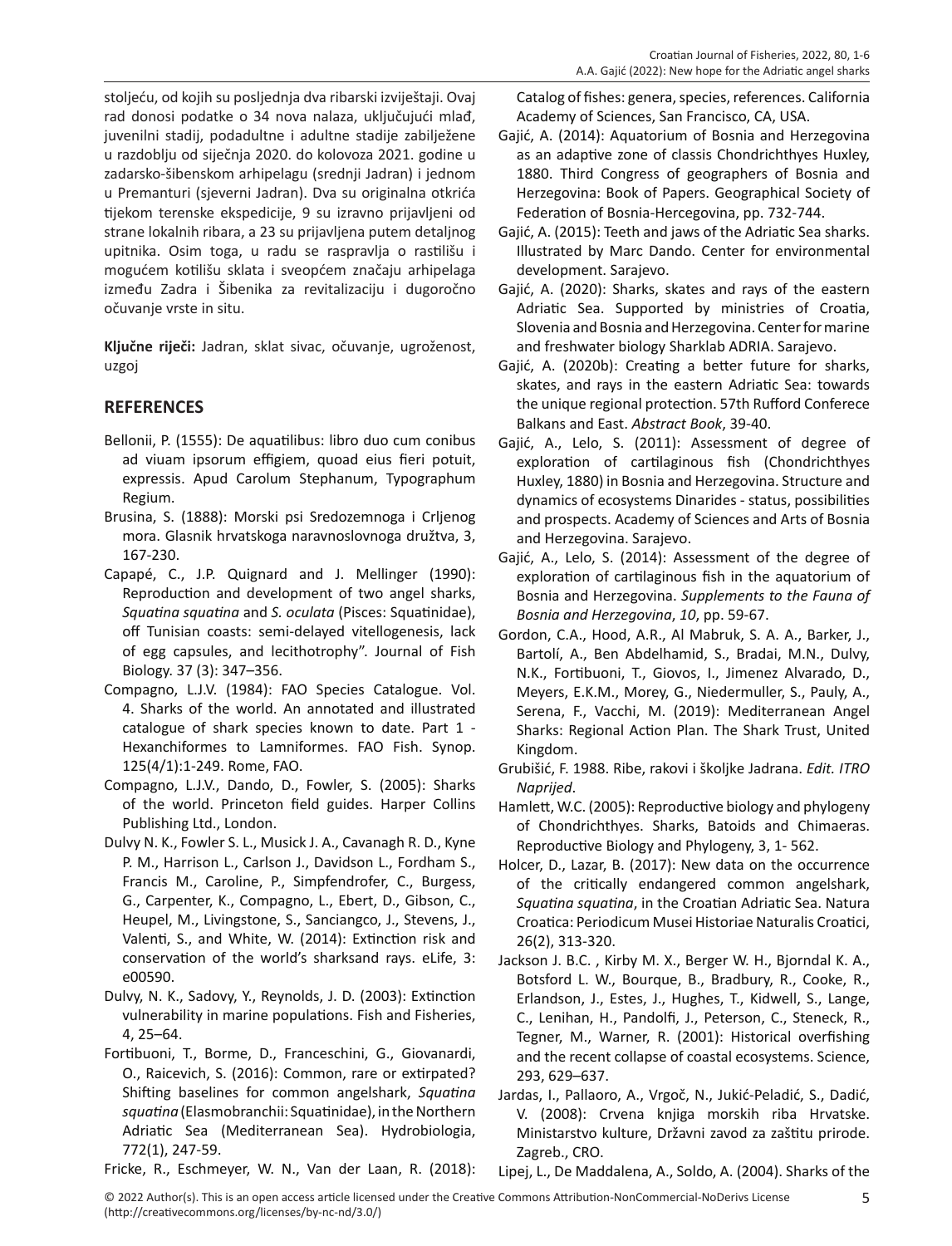stoljeću, od kojih su posljednja dva ribarski izvještaji. Ovaj rad donosi podatke o 34 nova nalaza, uključujući mlađ, juvenilni stadij, podadultne i adultne stadije zabilježene u razdoblju od siječnja 2020. do kolovoza 2021. godine u zadarsko-šibenskom arhipelagu (srednji Jadran) i jednom u Premanturi (sjeverni Jadran). Dva su originalna otkrića tijekom terenske ekspedicije, 9 su izravno prijavljeni od strane lokalnih ribara, a 23 su prijavljena putem detaljnog upitnika. Osim toga, u radu se raspravlja o rastilištu i mogućem kotilišu sklata i sveopćem značaju arhipelaga između Zadra i Šibenika za revitalizaciju i dugoročno očuvanje vrste in situ.

**Ključne riječi:** Jadran, sklat sivac, očuvanje, ugroženost, uzgoj

## REFERENCES

Bellonii, P. (1555): De aquatilibus: libro duo cum conibus ad viuam ipsorum effigiem, quoad eius fieri potuit, expressis. Apud Carolum Stephanum, Typographum Regium.

Brusina, S. (1888): Morski psi Sredozemnoga i Crljenog mora. Glasnik hrvatskoga naravnoslovnoga družtva, 3, 167-230.

Capapé, C., J.P. Quignard and J. Mellinger (1990): Reproduction and development of two angel sharks, *Squatina squatina* and *S. oculata* (Pisces: Squatinidae), off Tunisian coasts: semi-delayed vitellogenesis, lack of egg capsules, and lecithotrophy". Journal of Fish Biology. 37 (3): 347–356.

Compagno, L.J.V. (1984): FAO Species Catalogue. Vol. 4. Sharks of the world. An annotated and illustrated catalogue of shark species known to date. Part 1 - Hexanchiformes to Lamniformes. FAO Fish. Synop. 125(4/1):1-249. Rome, FAO.

Compagno, L.J.V., Dando, D., Fowler, S. (2005): Sharks of the world. Princeton field guides. Harper Collins Publishing Ltd., London.

Dulvy N. K., Fowler S. L., Musick J. A., Cavanagh R. D., Kyne P. M., Harrison L., Carlson J., Davidson L., Fordham S., Francis M., Caroline, P., Simpfendrofer, C., Burgess, G., Carpenter, K., Compagno, L., Ebert, D., Gibson, C., Heupel, M., Livingstone, S., Sanciangco, J., Stevens, J., Valenti, S., and White, W. (2014): Extinction risk and conservation of the world's sharksand rays. eLife, 3: e00590.

Dulvy, N. K., Sadovy, Y., Reynolds, J. D. (2003): Extinction vulnerability in marine populations. Fish and Fisheries, 4, 25–64.

Fortibuoni, T., Borme, D., Franceschini, G., Giovanardi, O., Raicevich, S. (2016): Common, rare or extirpated? Shifting baselines for common angelshark, *Squatina squatina* (Elasmobranchii: Squatinidae), in the Northern Adriatic Sea (Mediterranean Sea). Hydrobiologia, 772(1), 247-59.

Fricke, R., Eschmeyer, W. N., Van der Laan, R. (2018): Catalog of fishes: genera, species, references. California Academy of Sciences, San Francisco, CA, USA.

Gajić, A. (2014): Aquatorium of Bosnia and Herzegovina as an adaptive zone of classis Chondrichthyes Huxley, 1880. Third Congress of geographers of Bosnia and Herzegovina: Book of Papers. Geographical Society of Federation of Bosnia-Hercegovina, pp. 732-744.

Gajić, A. (2015): Teeth and jaws of the Adriatic Sea sharks. Illustrated by Marc Dando. Center for environmental development. Sarajevo.

Gajić, A. (2020): Sharks, skates and rays of the eastern Adriatic Sea. Supported by ministries of Croatia, Slovenia and Bosnia and Herzegovina. Center for marine and freshwater biology Sharklab ADRIA. Sarajevo.

Gajić, A. (2020b): Creating a better future for sharks, skates, and rays in the eastern Adriatic Sea: towards the unique regional protection. 57th Rufford Conferece Balkans and East. *Abstract Book*, 39-40.

Gajić, A., Lelo, S. (2011): Assessment of degree of exploration of cartilaginous fish (Chondrichthyes Huxley, 1880) in Bosnia and Herzegovina. Structure and dynamics of ecosystems Dinarides - status, possibilities and prospects. Academy of Sciences and Arts of Bosnia and Herzegovina. Sarajevo.

Gajić, A., Lelo, S. (2014): Assessment of the degree of exploration of cartilaginous fish in the aquatorium of Bosnia and Herzegovina. *Supplements to the Fauna of Bosnia and Herzegovina*, *10*, pp. 59-67.

Gordon, C.A., Hood, A.R., Al Mabruk, S. A. A., Barker, J., Bartolí, A., Ben Abdelhamid, S., Bradai, M.N., Dulvy, N.K., Fortibuoni, T., Giovos, I., Jimenez Alvarado, D., Meyers, E.K.M., Morey, G., Niedermuller, S., Pauly, A., Serena, F., Vacchi, M. (2019): Mediterranean Angel Sharks: Regional Action Plan. The Shark Trust, United Kingdom.

Grubišić, F. 1988. Ribe, rakovi i školjke Jadrana. *Edit. ITRO Naprijed*.

Hamlett, W.C. (2005): Reproductive biology and phylogeny of Chondrichthyes. Sharks, Batoids and Chimaeras. Reproductive Biology and Phylogeny, 3, 1- 562.

Holcer, D., Lazar, B. (2017): New data on the occurrence of the critically endangered common angelshark, *Squatina squatina*, in the Croatian Adriatic Sea. Natura Croatica: Periodicum Musei Historiae Naturalis Croatici, 26(2), 313-320.

Jackson J. B.C. , Kirby M. X., Berger W. H., Bjorndal K. A., Botsford L. W., Bourque, B., Bradbury, R., Cooke, R., Erlandson, J., Estes, J., Hughes, T., Kidwell, S., Lange, C., Lenihan, H., Pandolfi, J., Peterson, C., Steneck, R., Tegner, M., Warner, R. (2001): Historical overfishing and the recent collapse of coastal ecosystems. Science, 293, 629–637.

Jardas, I., Pallaoro, A., Vrgoč, N., Jukić-Peladić, S., Dadić, V. (2008): Crvena knjiga morskih riba Hrvatske. Ministarstvo kulture, Državni zavod za zaštitu prirode. Zagreb., CRO.

Lipej, L., De Maddalena, A., Soldo, A. (2004). Sharks of the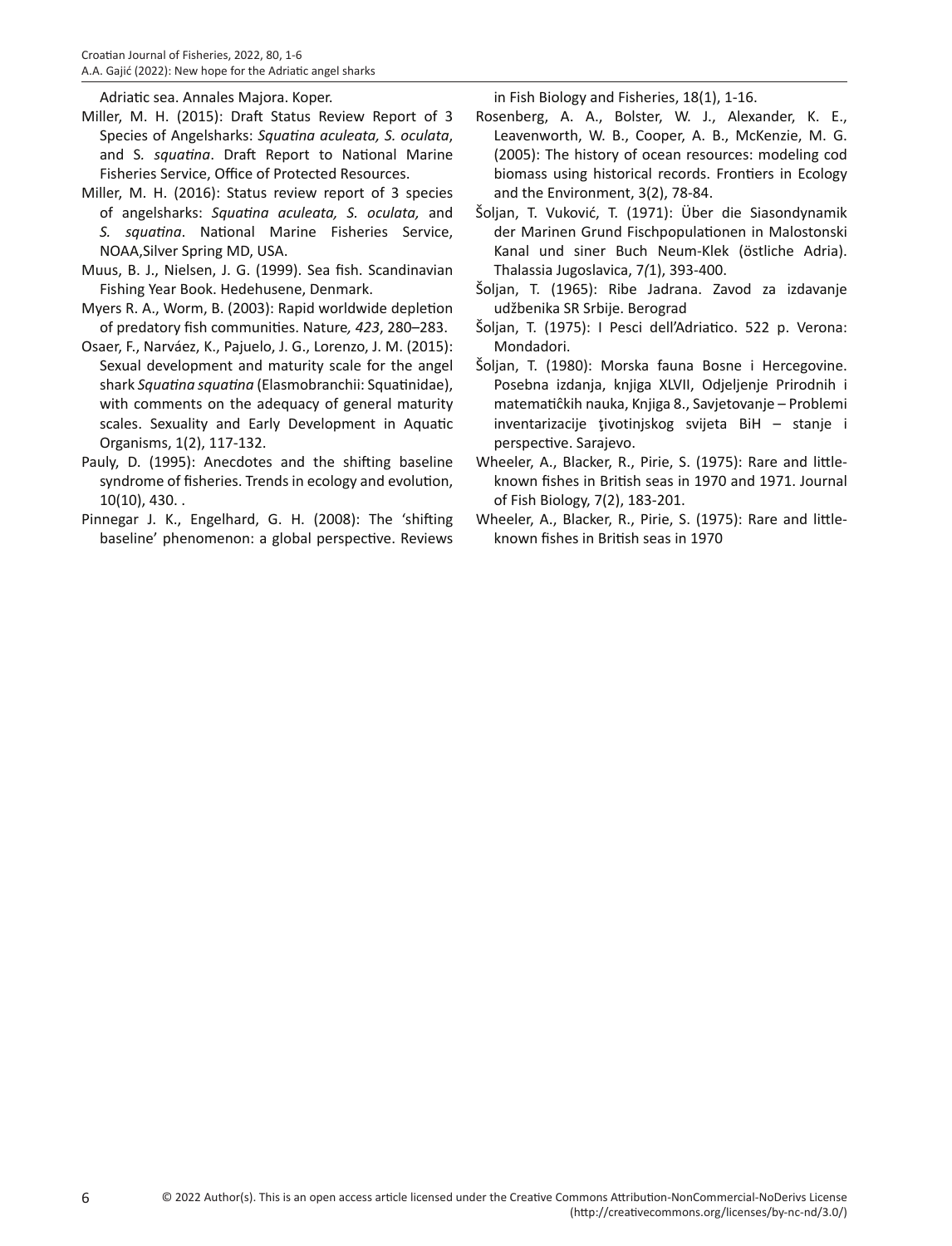Adriatic sea. Annales Majora. Koper.

Miller, M. H. (2015): Draft Status Review Report of 3 Species of Angelsharks: *Squatina aculeata, S. oculata*, and S. *squatina*. Draft Report to National Marine Fisheries Service, Office of Protected Resources.

Miller, M. H. (2016): Status review report of 3 species of angelsharks: *Squatina aculeata, S. oculata,* and *S. squatina*. National Marine Fisheries Service, NOAA,Silver Spring MD, USA.

Muus, B. J., Nielsen, J. G. (1999). Sea fish. Scandinavian Fishing Year Book. Hedehusene, Denmark.

Myers R. A., Worm, B. (2003): Rapid worldwide depletion of predatory fish communities. Nature*, 423*, 280–283.

Osaer, F., Narváez, K., Pajuelo, J. G., Lorenzo, J. M. (2015): Sexual development and maturity scale for the angel shark *Squatina squatina* (Elasmobranchii: Squatinidae), with comments on the adequacy of general maturity scales. Sexuality and Early Development in Aquatic Organisms, 1(2), 117-132.

Pauly, D. (1995): Anecdotes and the shifting baseline syndrome of fisheries. Trends in ecology and evolution, 10(10), 430. .

Pinnegar J. K., Engelhard, G. H. (2008): The 'shifting baseline' phenomenon: a global perspective. Reviews in Fish Biology and Fisheries, 18(1), 1-16.

Rosenberg, A. A., Bolster, W. J., Alexander, K. E., Leavenworth, W. B., Cooper, A. B., McKenzie, M. G. (2005): The history of ocean resources: modeling cod biomass using historical records. Frontiers in Ecology and the Environment, 3(2), 78-84.

Šoljan, T. Vuković, T. (1971): Über die Siasondynamik der Marinen Grund Fischpopulationen in Malostonski Kanal und siner Buch Neum-Klek (östliche Adria). Thalassia Jugoslavica, 7*(*1), 393-400.

Šoljan, T. (1965): Ribe Jadrana. Zavod za izdavanje udžbenika SR Srbije. Berograd

Šoljan, T. (1975): I Pesci dell'Adriatico. 522 p. Verona: Mondadori.

Šoljan, T. (1980): Morska fauna Bosne i Hercegovine. Posebna izdanja, knjiga XLVII, Odjeljenje Prirodnih i matematiĉkih nauka, Knjiga 8., Savjetovanje – Problemi inventarizacije ţivotinjskog svijeta BiH – stanje i perspective. Sarajevo.

Wheeler, A., Blacker, R., Pirie, S. (1975): Rare and little-known fishes in British seas in 1970 and 1971. Journal of Fish Biology, 7(2), 183-201.

Wheeler, A., Blacker, R., Pirie, S. (1975): Rare and little-known fishes in British seas in 1970

© 2022 Author(s). This is an open access article licensed under the Creative Commons Attribution-NonCommercial-NoDerivs License (http://creativecommons.org/licenses/by-nc-nd/3.0/)